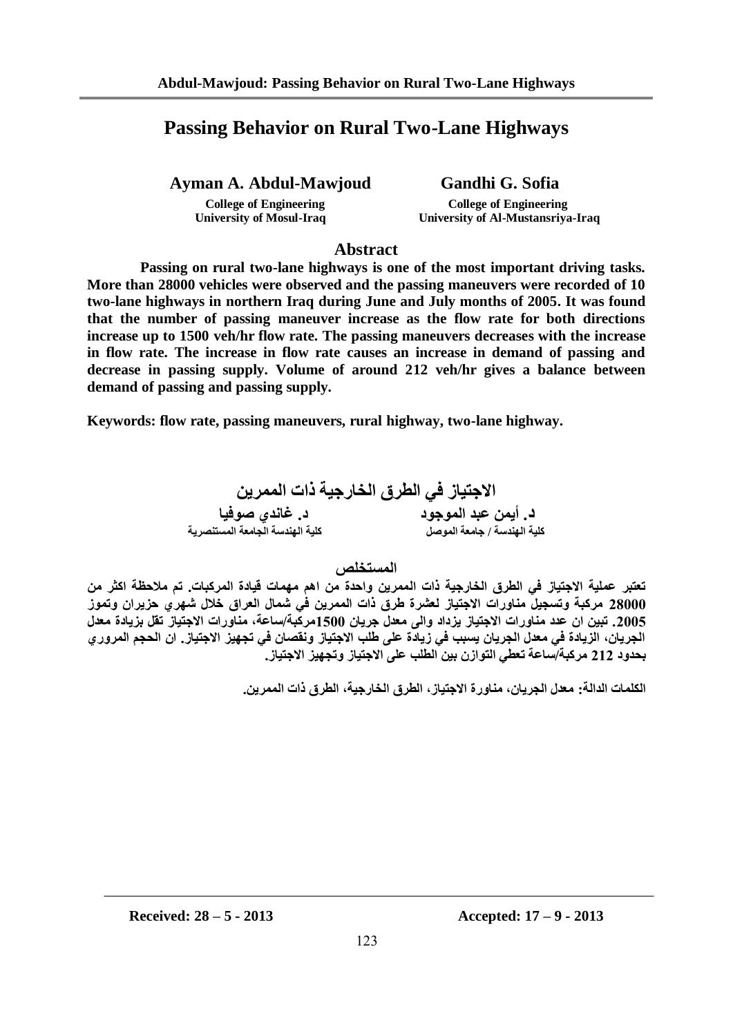# Passing Behavior on Rural Two-Lane Highways

**Ayman A. Abdul-Mawjoud**
College of Engineering
University of Mosul-Iraq

**Gandhi G. Sofia**
College of Engineering
University of Al-Mustansriya-Iraq

## Abstract

**Passing on rural two-lane highways is one of the most important driving tasks. More than 28000 vehicles were observed and the passing maneuvers were recorded of 10 two-lane highways in northern Iraq during June and July months of 2005. It was found that the number of passing maneuver increase as the flow rate for both directions increase up to 1500 veh/hr flow rate. The passing maneuvers decreases with the increase in flow rate. The increase in flow rate causes an increase in demand of passing and decrease in passing supply. Volume of around 212 veh/hr gives a balance between demand of passing and passing supply.**

**Keywords: flow rate, passing maneuvers, rural highway, two-lane highway.**

# الاجتياز في الطرق الخارجية ذات الممرين

**د. أيمن عبد الموجود**
كلية الهندسة / جامعة الموصل

**د. غاندي صوفيا**
كلية الهندسة الجامعة المستنصرية

## المستخلص

**تعتبر عملية الاجتياز في الطرق الخارجية ذات الممرين واحدة من اهم مهمات قيادة المركبات. تم ملاحظة اكثر من 28000 مركبة وتسجيل مناورات الاجتياز لعشرة طرق ذات الممرين في شمال العراق خلال شهري حزيران وتموز 2005. تبين ان عدد مناورات الاجتياز يزداد والى معدل جريان 1500مركبة/ساعة، مناورات الاجتياز تقل بزيادة معدل الجريان، الزيادة في معدل الجريان يسبب في زيادة على طلب الاجتياز ونقصان في تجهيز الاجتياز. ان الحجم المروري بحدود 212 مركبة/ساعة تعطي التوازن بين الطلب على الاجتياز وتجهيز الاجتياز.**

**الكلمات الدالة: معدل الجريان، مناورة الاجتياز، الطرق الخارجية، الطرق ذات الممرين.**

---

**Received: 28 – 5 - 2013** **Accepted: 17 – 9 - 2013**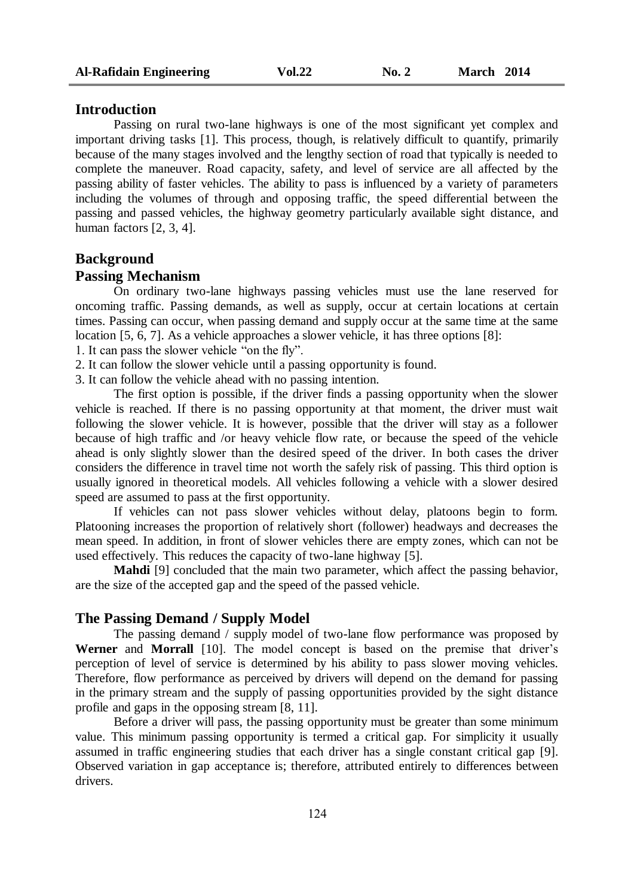## Introduction

Passing on rural two-lane highways is one of the most significant yet complex and important driving tasks [1]. This process, though, is relatively difficult to quantify, primarily because of the many stages involved and the lengthy section of road that typically is needed to complete the maneuver. Road capacity, safety, and level of service are all affected by the passing ability of faster vehicles. The ability to pass is influenced by a variety of parameters including the volumes of through and opposing traffic, the speed differential between the passing and passed vehicles, the highway geometry particularly available sight distance, and human factors [2, 3, 4].

## Background

### Passing Mechanism

On ordinary two-lane highways passing vehicles must use the lane reserved for oncoming traffic. Passing demands, as well as supply, occur at certain locations at certain times. Passing can occur, when passing demand and supply occur at the same time at the same location [5, 6, 7]. As a vehicle approaches a slower vehicle, it has three options [8]:

1. It can pass the slower vehicle "on the fly".
2. It can follow the slower vehicle until a passing opportunity is found.
3. It can follow the vehicle ahead with no passing intention.

The first option is possible, if the driver finds a passing opportunity when the slower vehicle is reached. If there is no passing opportunity at that moment, the driver must wait following the slower vehicle. It is however, possible that the driver will stay as a follower because of high traffic and /or heavy vehicle flow rate, or because the speed of the vehicle ahead is only slightly slower than the desired speed of the driver. In both cases the driver considers the difference in travel time not worth the safely risk of passing. This third option is usually ignored in theoretical models. All vehicles following a vehicle with a slower desired speed are assumed to pass at the first opportunity.

If vehicles can not pass slower vehicles without delay, platoons begin to form. Platooning increases the proportion of relatively short (follower) headways and decreases the mean speed. In addition, in front of slower vehicles there are empty zones, which can not be used effectively. This reduces the capacity of two-lane highway [5].

**Mahdi** [9] concluded that the main two parameter, which affect the passing behavior, are the size of the accepted gap and the speed of the passed vehicle.

### The Passing Demand / Supply Model

The passing demand / supply model of two-lane flow performance was proposed by **Werner** and **Morrall** [10]. The model concept is based on the premise that driver's perception of level of service is determined by his ability to pass slower moving vehicles. Therefore, flow performance as perceived by drivers will depend on the demand for passing in the primary stream and the supply of passing opportunities provided by the sight distance profile and gaps in the opposing stream [8, 11].

Before a driver will pass, the passing opportunity must be greater than some minimum value. This minimum passing opportunity is termed a critical gap. For simplicity it usually assumed in traffic engineering studies that each driver has a single constant critical gap [9]. Observed variation in gap acceptance is; therefore, attributed entirely to differences between drivers.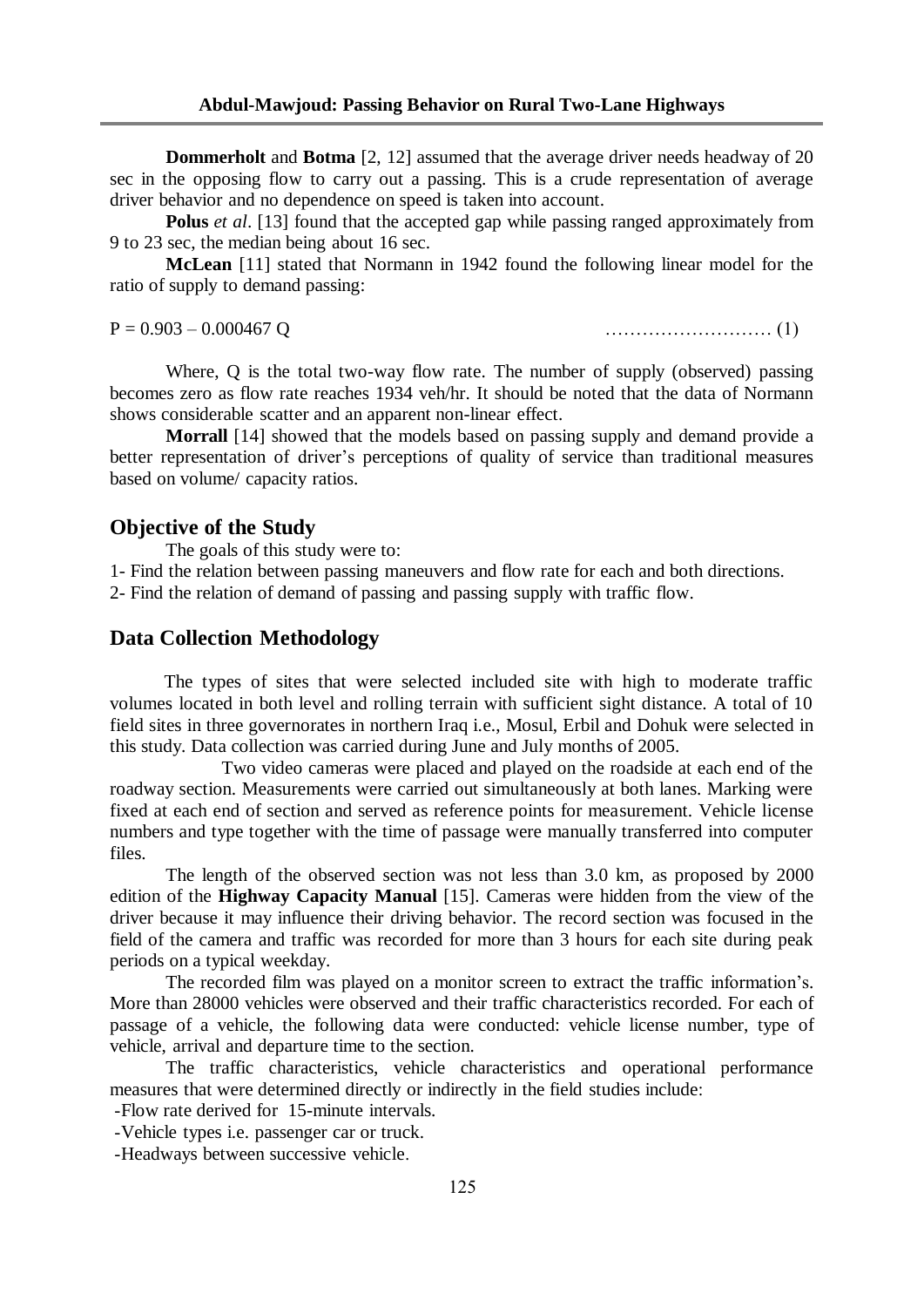**Dommerholt** and **Botma** [2, 12] assumed that the average driver needs headway of 20 sec in the opposing flow to carry out a passing. This is a crude representation of average driver behavior and no dependence on speed is taken into account.

**Polus** *et al*. [13] found that the accepted gap while passing ranged approximately from 9 to 23 sec, the median being about 16 sec.

**McLean** [11] stated that Normann in 1942 found the following linear model for the ratio of supply to demand passing:

$$P = 0.903 - 0.000467\,Q \qquad (1)$$

Where, Q is the total two-way flow rate. The number of supply (observed) passing becomes zero as flow rate reaches 1934 veh/hr. It should be noted that the data of Normann shows considerable scatter and an apparent non-linear effect.

**Morrall** [14] showed that the models based on passing supply and demand provide a better representation of driver's perceptions of quality of service than traditional measures based on volume/ capacity ratios.

## Objective of the Study

The goals of this study were to:

1- Find the relation between passing maneuvers and flow rate for each and both directions.

2- Find the relation of demand of passing and passing supply with traffic flow.

## Data Collection Methodology

The types of sites that were selected included site with high to moderate traffic volumes located in both level and rolling terrain with sufficient sight distance. A total of 10 field sites in three governorates in northern Iraq i.e., Mosul, Erbil and Dohuk were selected in this study. Data collection was carried during June and July months of 2005.

Two video cameras were placed and played on the roadside at each end of the roadway section. Measurements were carried out simultaneously at both lanes. Marking were fixed at each end of section and served as reference points for measurement. Vehicle license numbers and type together with the time of passage were manually transferred into computer files.

The length of the observed section was not less than 3.0 km, as proposed by 2000 edition of the **Highway Capacity Manual** [15]. Cameras were hidden from the view of the driver because it may influence their driving behavior. The record section was focused in the field of the camera and traffic was recorded for more than 3 hours for each site during peak periods on a typical weekday.

The recorded film was played on a monitor screen to extract the traffic information's. More than 28000 vehicles were observed and their traffic characteristics recorded. For each of passage of a vehicle, the following data were conducted: vehicle license number, type of vehicle, arrival and departure time to the section.

The traffic characteristics, vehicle characteristics and operational performance measures that were determined directly or indirectly in the field studies include:

-Flow rate derived for 15-minute intervals.

-Vehicle types i.e. passenger car or truck.

-Headways between successive vehicle.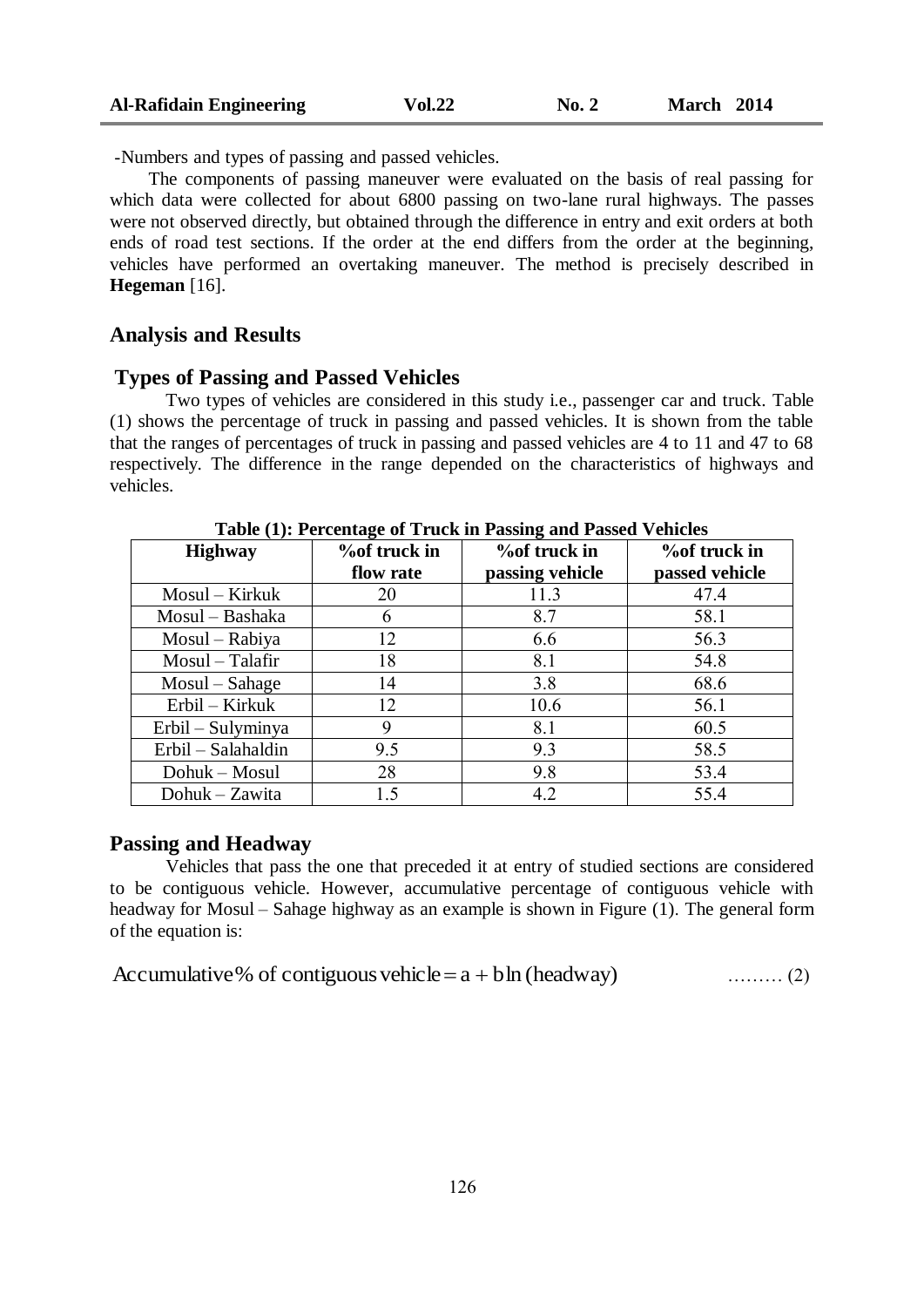-Numbers and types of passing and passed vehicles.

The components of passing maneuver were evaluated on the basis of real passing for which data were collected for about 6800 passing on two-lane rural highways. The passes were not observed directly, but obtained through the difference in entry and exit orders at both ends of road test sections. If the order at the end differs from the order at the beginning, vehicles have performed an overtaking maneuver. The method is precisely described in **Hegeman** [16].

## Analysis and Results

### Types of Passing and Passed Vehicles

Two types of vehicles are considered in this study i.e., passenger car and truck. Table (1) shows the percentage of truck in passing and passed vehicles. It is shown from the table that the ranges of percentages of truck in passing and passed vehicles are 4 to 11 and 47 to 68 respectively. The difference in the range depended on the characteristics of highways and vehicles.

**Table (1): Percentage of Truck in Passing and Passed Vehicles**

| Highway | %of truck in flow rate | %of truck in passing vehicle | %of truck in passed vehicle |
|---|---|---|---|
| Mosul – Kirkuk | 20 | 11.3 | 47.4 |
| Mosul – Bashaka | 6 | 8.7 | 58.1 |
| Mosul – Rabiya | 12 | 6.6 | 56.3 |
| Mosul – Talafir | 18 | 8.1 | 54.8 |
| Mosul – Sahage | 14 | 3.8 | 68.6 |
| Erbil – Kirkuk | 12 | 10.6 | 56.1 |
| Erbil – Sulyminya | 9 | 8.1 | 60.5 |
| Erbil – Salahaldin | 9.5 | 9.3 | 58.5 |
| Dohuk – Mosul | 28 | 9.8 | 53.4 |
| Dohuk – Zawita | 1.5 | 4.2 | 55.4 |

### Passing and Headway

Vehicles that pass the one that preceded it at entry of studied sections are considered to be contiguous vehicle. However, accumulative percentage of contiguous vehicle with headway for Mosul – Sahage highway as an example is shown in Figure (1). The general form of the equation is:

$$\text{Accumulative\% of contiguous vehicle} = a + b\ln(\text{headway}) \qquad \text{......... (2)}$$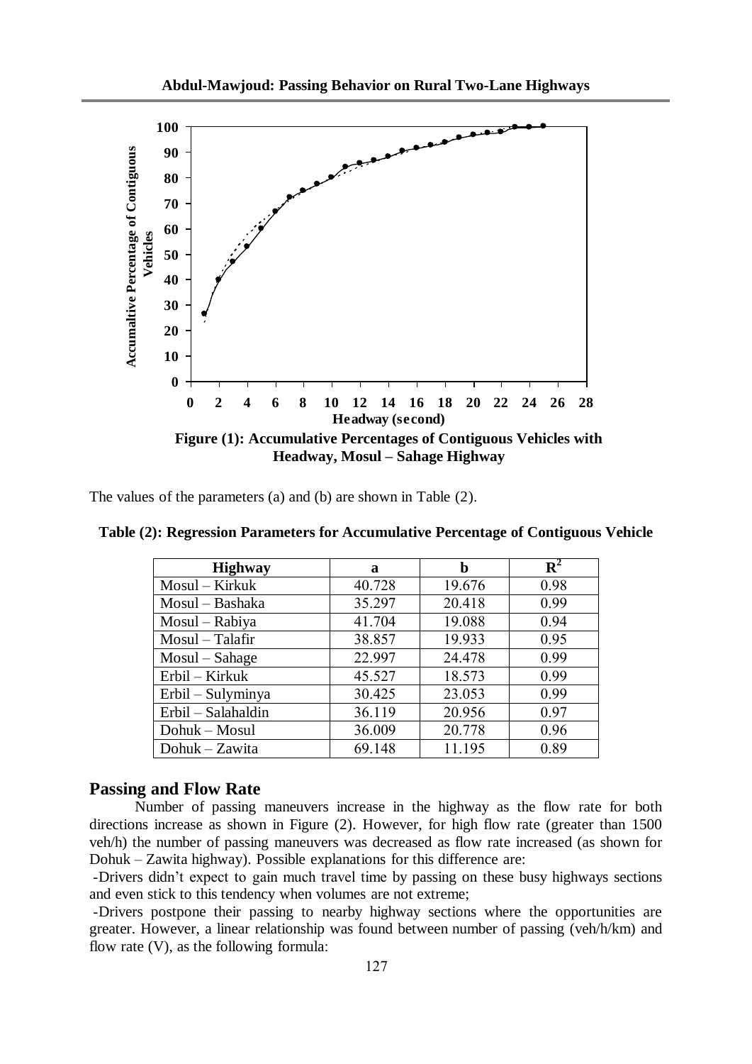Figure (1): Accumulative Percentages of Contiguous Vehicles with Headway, Mosul – Sahage Highway

The values of the parameters (a) and (b) are shown in Table (2).

**Table (2): Regression Parameters for Accumulative Percentage of Contiguous Vehicle**

| Highway | a | b | $R^2$ |
|---|---|---|---|
| Mosul – Kirkuk | 40.728 | 19.676 | 0.98 |
| Mosul – Bashaka | 35.297 | 20.418 | 0.99 |
| Mosul – Rabiya | 41.704 | 19.088 | 0.94 |
| Mosul – Talafir | 38.857 | 19.933 | 0.95 |
| Mosul – Sahage | 22.997 | 24.478 | 0.99 |
| Erbil – Kirkuk | 45.527 | 18.573 | 0.99 |
| Erbil – Sulyminya | 30.425 | 23.053 | 0.99 |
| Erbil – Salahaldin | 36.119 | 20.956 | 0.97 |
| Dohuk – Mosul | 36.009 | 20.778 | 0.96 |
| Dohuk – Zawita | 69.148 | 11.195 | 0.89 |

## Passing and Flow Rate

Number of passing maneuvers increase in the highway as the flow rate for both directions increase as shown in Figure (2). However, for high flow rate (greater than 1500 veh/h) the number of passing maneuvers was decreased as flow rate increased (as shown for Dohuk – Zawita highway). Possible explanations for this difference are:

-Drivers didn't expect to gain much travel time by passing on these busy highways sections and even stick to this tendency when volumes are not extreme;

-Drivers postpone their passing to nearby highway sections where the opportunities are greater. However, a linear relationship was found between number of passing (veh/h/km) and flow rate (V), as the following formula: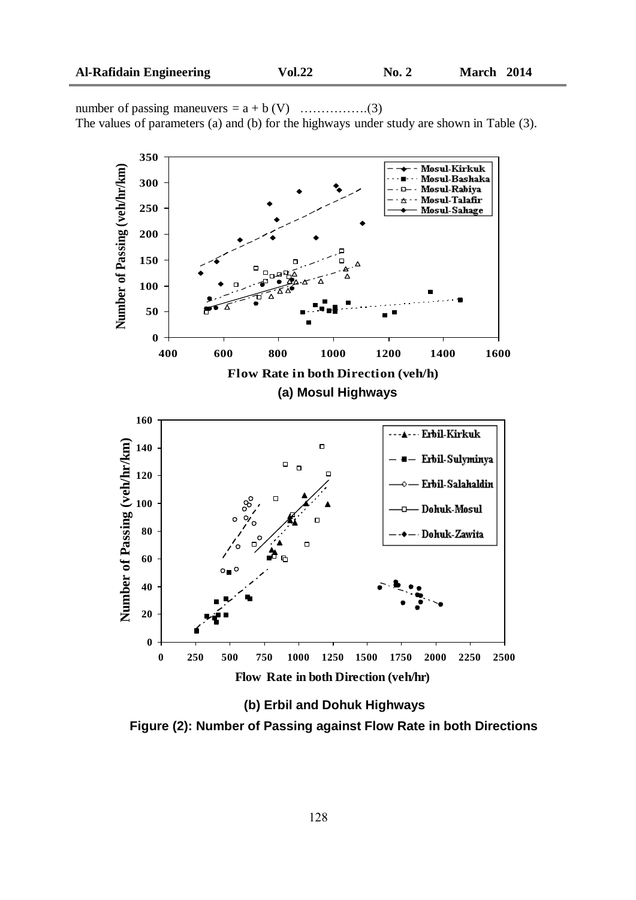number of passing maneuvers = a + b (V) …………….(3)

The values of parameters (a) and (b) for the highways under study are shown in Table (3).

(a) Mosul Highways

(b) Erbil and Dohuk Highways

**Figure (2): Number of Passing against Flow Rate in both Directions**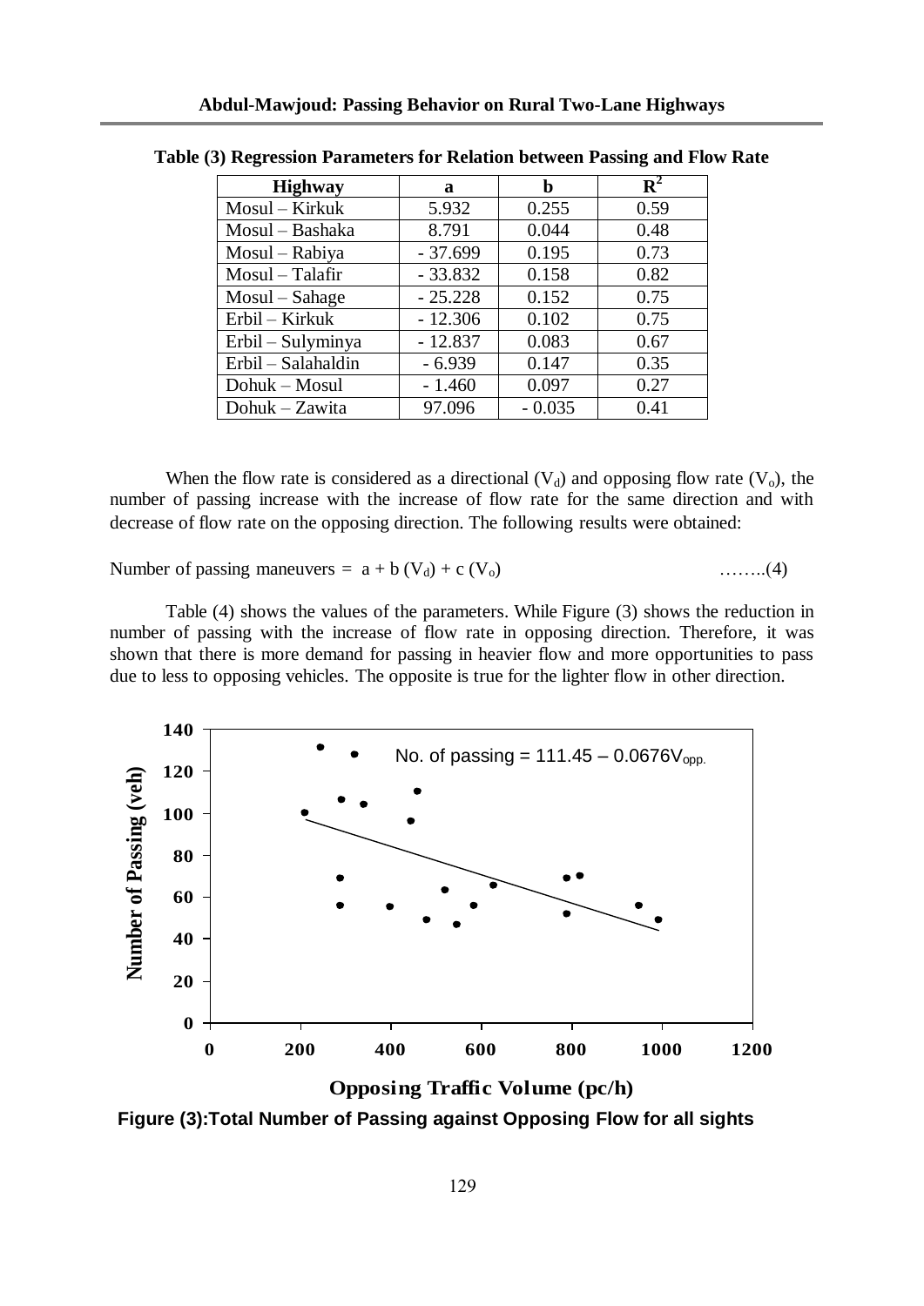**Table (3) Regression Parameters for Relation between Passing and Flow Rate**

| Highway | a | b | $R^2$ |
|---|---|---|---|
| Mosul – Kirkuk | 5.932 | 0.255 | 0.59 |
| Mosul – Bashaka | 8.791 | 0.044 | 0.48 |
| Mosul – Rabiya | - 37.699 | 0.195 | 0.73 |
| Mosul – Talafir | - 33.832 | 0.158 | 0.82 |
| Mosul – Sahage | - 25.228 | 0.152 | 0.75 |
| Erbil – Kirkuk | - 12.306 | 0.102 | 0.75 |
| Erbil – Sulyminya | - 12.837 | 0.083 | 0.67 |
| Erbil – Salahaldin | - 6.939 | 0.147 | 0.35 |
| Dohuk – Mosul | - 1.460 | 0.097 | 0.27 |
| Dohuk – Zawita | 97.096 | - 0.035 | 0.41 |

When the flow rate is considered as a directional ($V_d$) and opposing flow rate ($V_o$), the number of passing increase with the increase of flow rate for the same direction and with decrease of flow rate on the opposing direction. The following results were obtained:

$$\text{Number of passing maneuvers} = a + b\,(V_d) + c\,(V_o) \qquad \text{……..(4)}$$

Table (4) shows the values of the parameters. While Figure (3) shows the reduction in number of passing with the increase of flow rate in opposing direction. Therefore, it was shown that there is more demand for passing in heavier flow and more opportunities to pass due to less to opposing vehicles. The opposite is true for the lighter flow in other direction.

No. of passing = $111.45 - 0.0676V_{opp.}$

**Figure (3):Total Number of Passing against Opposing Flow for all sights**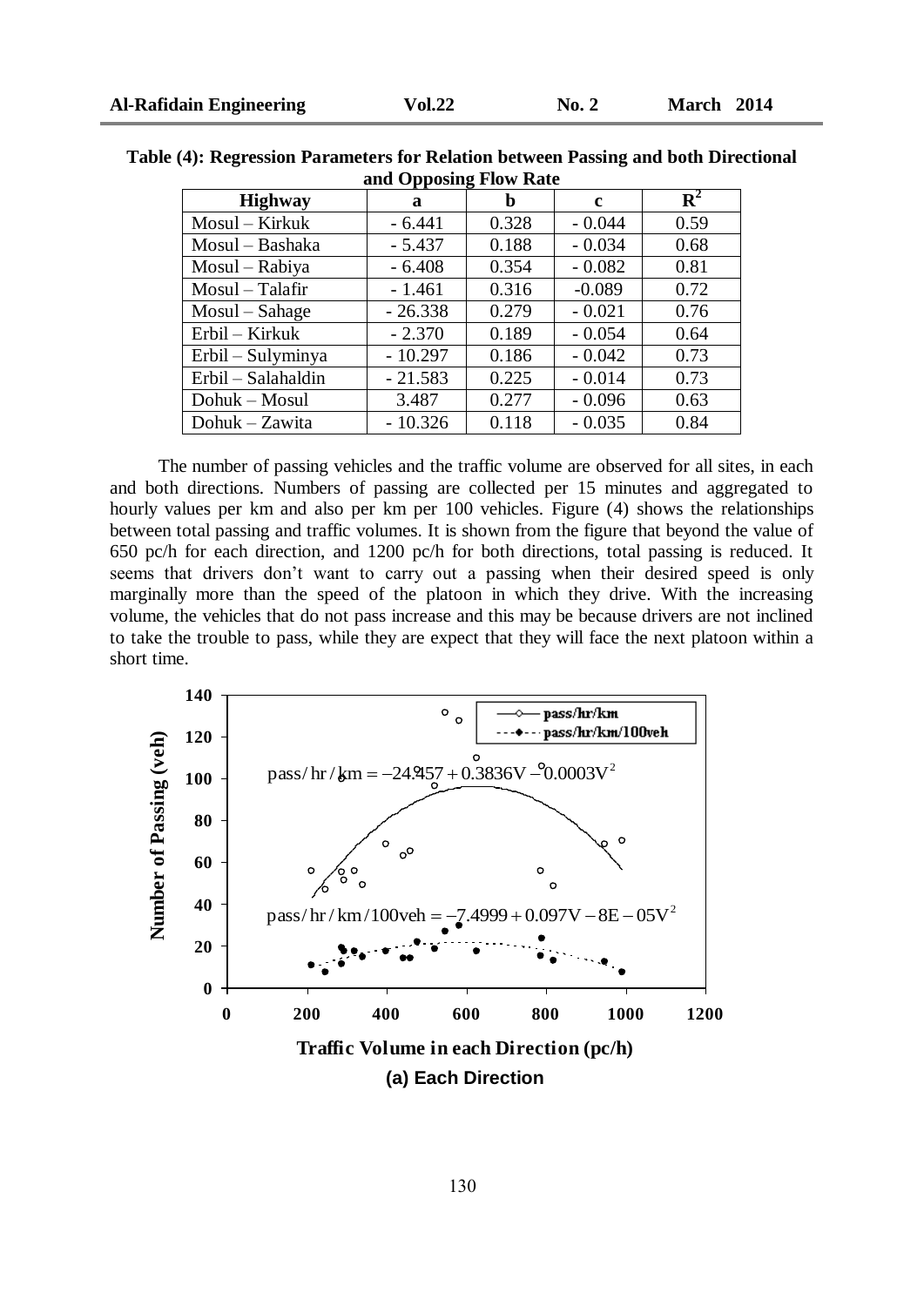**Table (4): Regression Parameters for Relation between Passing and both Directional and Opposing Flow Rate**

| Highway | a | b | c | $R^2$ |
|---|---|---|---|---|
| Mosul – Kirkuk | - 6.441 | 0.328 | - 0.044 | 0.59 |
| Mosul – Bashaka | - 5.437 | 0.188 | - 0.034 | 0.68 |
| Mosul – Rabiya | - 6.408 | 0.354 | - 0.082 | 0.81 |
| Mosul – Talafir | - 1.461 | 0.316 | -0.089 | 0.72 |
| Mosul – Sahage | - 26.338 | 0.279 | - 0.021 | 0.76 |
| Erbil – Kirkuk | - 2.370 | 0.189 | - 0.054 | 0.64 |
| Erbil – Sulyminya | - 10.297 | 0.186 | - 0.042 | 0.73 |
| Erbil – Salahaldin | - 21.583 | 0.225 | - 0.014 | 0.73 |
| Dohuk – Mosul | 3.487 | 0.277 | - 0.096 | 0.63 |
| Dohuk – Zawita | - 10.326 | 0.118 | - 0.035 | 0.84 |

The number of passing vehicles and the traffic volume are observed for all sites, in each and both directions. Numbers of passing are collected per 15 minutes and aggregated to hourly values per km and also per km per 100 vehicles. Figure (4) shows the relationships between total passing and traffic volumes. It is shown from the figure that beyond the value of 650 pc/h for each direction, and 1200 pc/h for both directions, total passing is reduced. It seems that drivers don't want to carry out a passing when their desired speed is only marginally more than the speed of the platoon in which they drive. With the increasing volume, the vehicles that do not pass increase and this may be because drivers are not inclined to take the trouble to pass, while they are expect that they will face the next platoon within a short time.

$$\text{pass/hr/km} = -24.457 + 0.3836V - 0.0003V^2$$

$$\text{pass/hr/km/100veh} = -7.4999 + 0.097V - 8E-05V^2$$

**(a) Each Direction**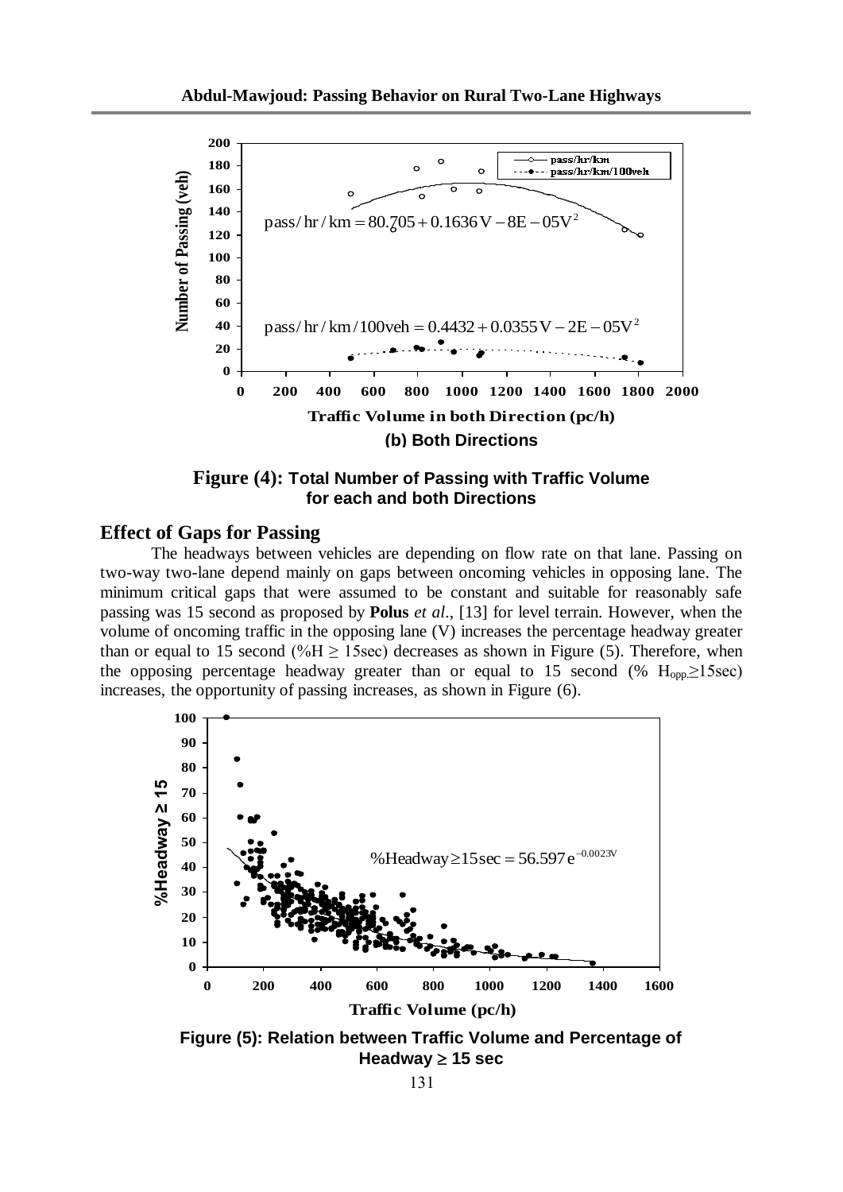(b) Both Directions

**Figure (4):** **Total Number of Passing with Traffic Volume for each and both Directions**

## Effect of Gaps for Passing

The headways between vehicles are depending on flow rate on that lane. Passing on two-way two-lane depend mainly on gaps between oncoming vehicles in opposing lane. The minimum critical gaps that were assumed to be constant and suitable for reasonably safe passing was 15 second as proposed by **Polus** *et al*., [13] for level terrain. However, when the volume of oncoming traffic in the opposing lane (V) increases the percentage headway greater than or equal to 15 second (%H $\geq$ 15sec) decreases as shown in Figure (5). Therefore, when the opposing percentage headway greater than or equal to 15 second (% $H_{opp.} \geq 15$sec) increases, the opportunity of passing increases, as shown in Figure (6).

**Figure (5): Relation between Traffic Volume and Percentage of Headway $\geq$ 15 sec**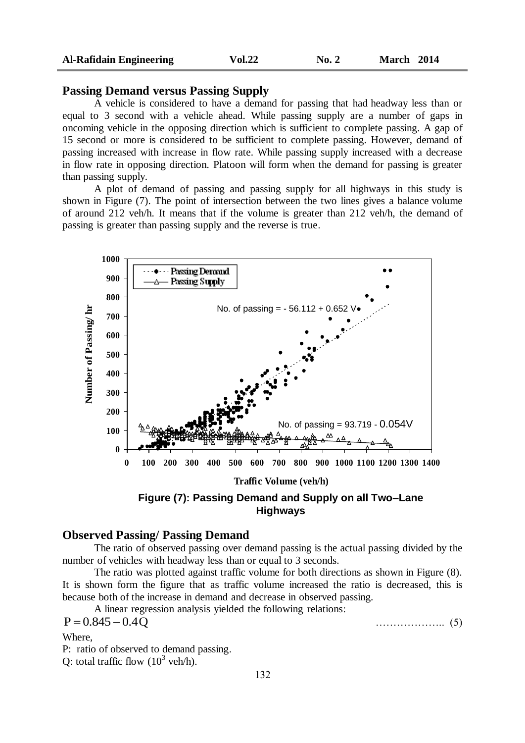## Passing Demand versus Passing Supply

A vehicle is considered to have a demand for passing that had headway less than or equal to 3 second with a vehicle ahead. While passing supply are a number of gaps in oncoming vehicle in the opposing direction which is sufficient to complete passing. A gap of 15 second or more is considered to be sufficient to complete passing. However, demand of passing increased with increase in flow rate. While passing supply increased with a decrease in flow rate in opposing direction. Platoon will form when the demand for passing is greater than passing supply.

A plot of demand of passing and passing supply for all highways in this study is shown in Figure (7). The point of intersection between the two lines gives a balance volume of around 212 veh/h. It means that if the volume is greater than 212 veh/h, the demand of passing is greater than passing supply and the reverse is true.

**Figure (7): Passing Demand and Supply on all Two–Lane Highways**

## Observed Passing/ Passing Demand

The ratio of observed passing over demand passing is the actual passing divided by the number of vehicles with headway less than or equal to 3 seconds.

The ratio was plotted against traffic volume for both directions as shown in Figure (8). It is shown form the figure that as traffic volume increased the ratio is decreased, this is because both of the increase in demand and decrease in observed passing.

A linear regression analysis yielded the following relations:

$$P = 0.845 - 0.4Q \qquad \text{………………..} \quad (5)$$

Where,

P: ratio of observed to demand passing.

Q: total traffic flow ($10^3$ veh/h).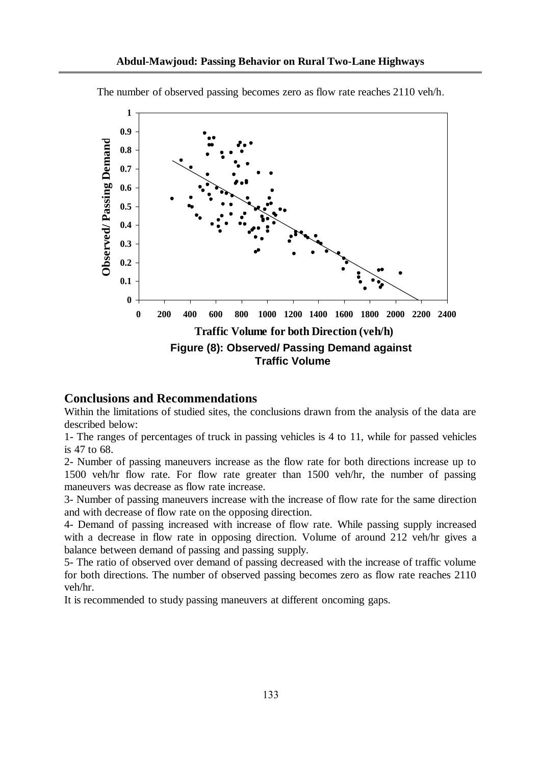The number of observed passing becomes zero as flow rate reaches 2110 veh/h.

**Figure (8): Observed/ Passing Demand against Traffic Volume**

## Conclusions and Recommendations

Within the limitations of studied sites, the conclusions drawn from the analysis of the data are described below:

1- The ranges of percentages of truck in passing vehicles is 4 to 11, while for passed vehicles is 47 to 68.

2- Number of passing maneuvers increase as the flow rate for both directions increase up to 1500 veh/hr flow rate. For flow rate greater than 1500 veh/hr, the number of passing maneuvers was decrease as flow rate increase.

3- Number of passing maneuvers increase with the increase of flow rate for the same direction and with decrease of flow rate on the opposing direction.

4- Demand of passing increased with increase of flow rate. While passing supply increased with a decrease in flow rate in opposing direction. Volume of around 212 veh/hr gives a balance between demand of passing and passing supply.

5- The ratio of observed over demand of passing decreased with the increase of traffic volume for both directions. The number of observed passing becomes zero as flow rate reaches 2110 veh/hr.

It is recommended to study passing maneuvers at different oncoming gaps.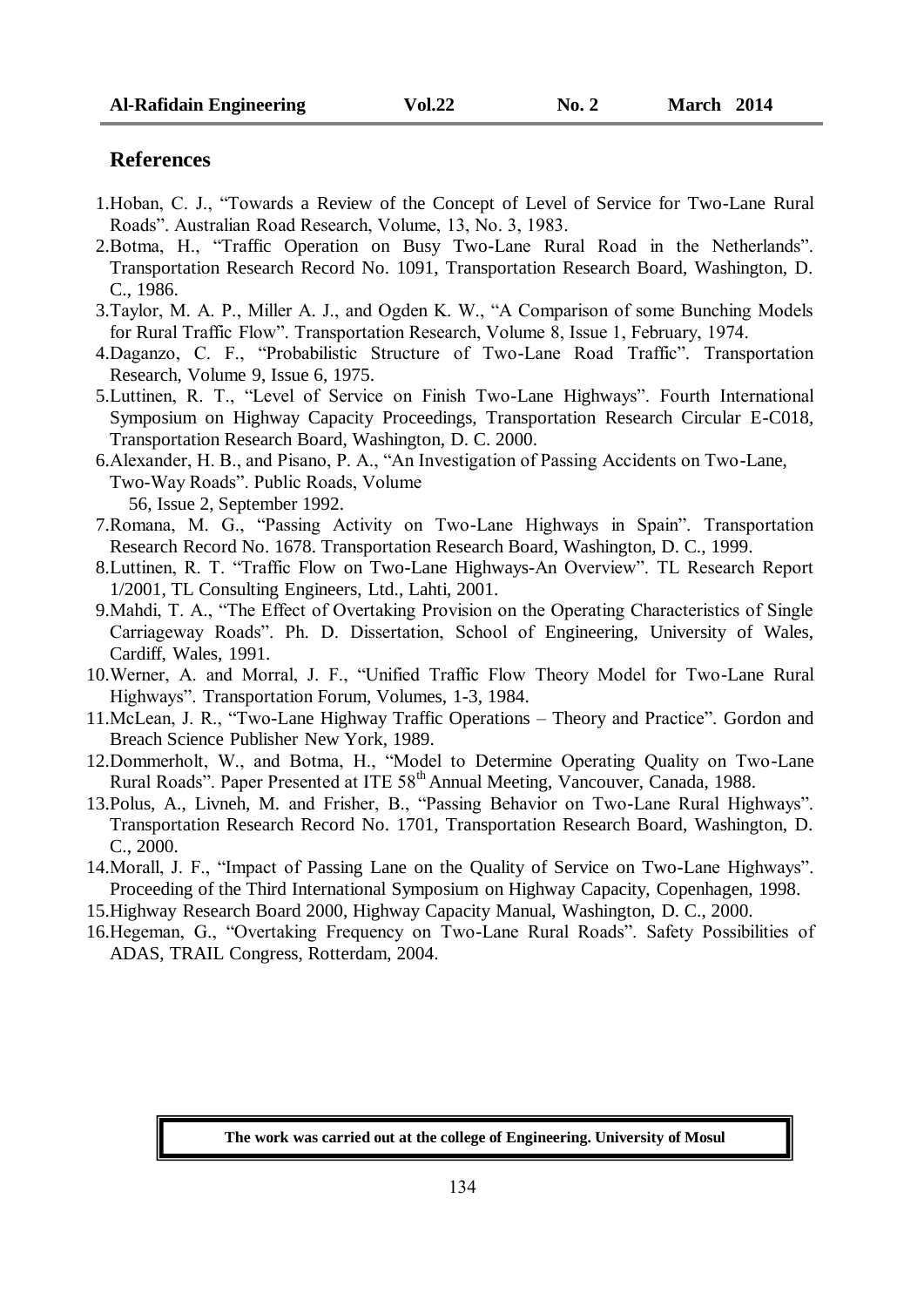## References

1. Hoban, C. J., "Towards a Review of the Concept of Level of Service for Two-Lane Rural Roads". Australian Road Research, Volume, 13, No. 3, 1983.
2. Botma, H., "Traffic Operation on Busy Two-Lane Rural Road in the Netherlands". Transportation Research Record No. 1091, Transportation Research Board, Washington, D. C., 1986.
3. Taylor, M. A. P., Miller A. J., and Ogden K. W., "A Comparison of some Bunching Models for Rural Traffic Flow". Transportation Research, Volume 8, Issue 1, February, 1974.
4. Daganzo, C. F., "Probabilistic Structure of Two-Lane Road Traffic". Transportation Research, Volume 9, Issue 6, 1975.
5. Luttinen, R. T., "Level of Service on Finish Two-Lane Highways". Fourth International Symposium on Highway Capacity Proceedings, Transportation Research Circular E-C018, Transportation Research Board, Washington, D. C. 2000.
6. Alexander, H. B., and Pisano, P. A., "An Investigation of Passing Accidents on Two-Lane, Two-Way Roads". Public Roads, Volume 56, Issue 2, September 1992.
7. Romana, M. G., "Passing Activity on Two-Lane Highways in Spain". Transportation Research Record No. 1678. Transportation Research Board, Washington, D. C., 1999.
8. Luttinen, R. T. "Traffic Flow on Two-Lane Highways-An Overview". TL Research Report 1/2001, TL Consulting Engineers, Ltd., Lahti, 2001.
9. Mahdi, T. A., "The Effect of Overtaking Provision on the Operating Characteristics of Single Carriageway Roads". Ph. D. Dissertation, School of Engineering, University of Wales, Cardiff, Wales, 1991.
10. Werner, A. and Morral, J. F., "Unified Traffic Flow Theory Model for Two-Lane Rural Highways". Transportation Forum, Volumes, 1-3, 1984.
11. McLean, J. R., "Two-Lane Highway Traffic Operations – Theory and Practice". Gordon and Breach Science Publisher New York, 1989.
12. Dommerholt, W., and Botma, H., "Model to Determine Operating Quality on Two-Lane Rural Roads". Paper Presented at ITE 58th Annual Meeting, Vancouver, Canada, 1988.
13. Polus, A., Livneh, M. and Frisher, B., "Passing Behavior on Two-Lane Rural Highways". Transportation Research Record No. 1701, Transportation Research Board, Washington, D. C., 2000.
14. Morall, J. F., "Impact of Passing Lane on the Quality of Service on Two-Lane Highways". Proceeding of the Third International Symposium on Highway Capacity, Copenhagen, 1998.
15. Highway Research Board 2000, Highway Capacity Manual, Washington, D. C., 2000.
16. Hegeman, G., "Overtaking Frequency on Two-Lane Rural Roads". Safety Possibilities of ADAS, TRAIL Congress, Rotterdam, 2004.

**The work was carried out at the college of Engineering. University of Mosul**